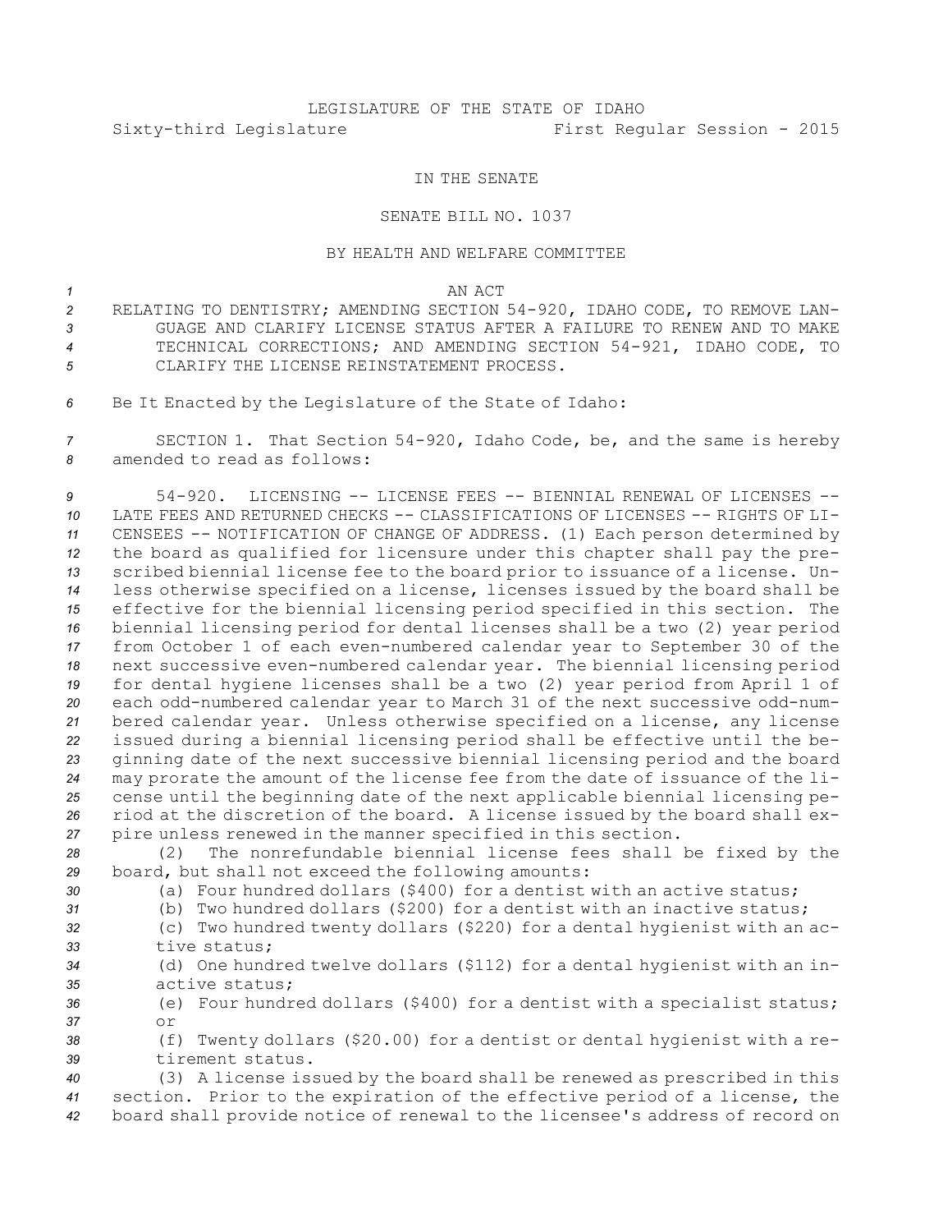LEGISLATURE OF THE STATE OF IDAHO
Sixty-third Legislature First Regular Session - 2015

IN THE SENATE

SENATE BILL NO. 1037

BY HEALTH AND WELFARE COMMITTEE

AN ACT

RELATING TO DENTISTRY; AMENDING SECTION 54-920, IDAHO CODE, TO REMOVE LANGUAGE AND CLARIFY LICENSE STATUS AFTER A FAILURE TO RENEW AND TO MAKE TECHNICAL CORRECTIONS; AND AMENDING SECTION 54-921, IDAHO CODE, TO CLARIFY THE LICENSE REINSTATEMENT PROCESS.

Be It Enacted by the Legislature of the State of Idaho:

SECTION 1. That Section 54-920, Idaho Code, be, and the same is hereby amended to read as follows:

54-920. LICENSING -- LICENSE FEES -- BIENNIAL RENEWAL OF LICENSES -- LATE FEES AND RETURNED CHECKS -- CLASSIFICATIONS OF LICENSES -- RIGHTS OF LICENSEES -- NOTIFICATION OF CHANGE OF ADDRESS. (1) Each person determined by the board as qualified for licensure under this chapter shall pay the prescribed biennial license fee to the board prior to issuance of a license. Unless otherwise specified on a license, licenses issued by the board shall be effective for the biennial licensing period specified in this section. The biennial licensing period for dental licenses shall be a two (2) year period from October 1 of each even-numbered calendar year to September 30 of the next successive even-numbered calendar year. The biennial licensing period for dental hygiene licenses shall be a two (2) year period from April 1 of each odd-numbered calendar year to March 31 of the next successive odd-numbered calendar year. Unless otherwise specified on a license, any license issued during a biennial licensing period shall be effective until the beginning date of the next successive biennial licensing period and the board may prorate the amount of the license fee from the date of issuance of the license until the beginning date of the next applicable biennial licensing period at the discretion of the board. A license issued by the board shall expire unless renewed in the manner specified in this section.

(2) The nonrefundable biennial license fees shall be fixed by the board, but shall not exceed the following amounts:

(a) Four hundred dollars ($400) for a dentist with an active status;

(b) Two hundred dollars ($200) for a dentist with an inactive status;

(c) Two hundred twenty dollars ($220) for a dental hygienist with an active status;

(d) One hundred twelve dollars ($112) for a dental hygienist with an inactive status;

(e) Four hundred dollars ($400) for a dentist with a specialist status; or

(f) Twenty dollars ($20.00) for a dentist or dental hygienist with a retirement status.

(3) A license issued by the board shall be renewed as prescribed in this section. Prior to the expiration of the effective period of a license, the board shall provide notice of renewal to the licensee's address of record on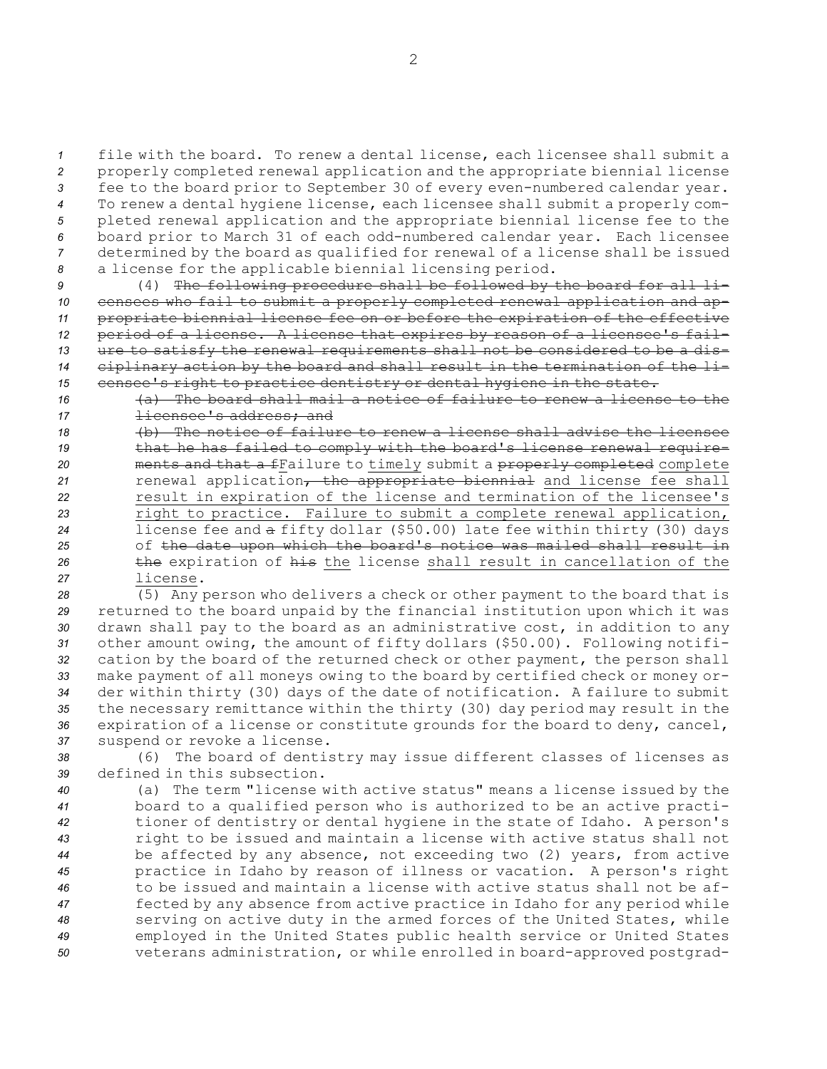file with the board. To renew a dental license, each licensee shall submit a properly completed renewal application and the appropriate biennial license fee to the board prior to September 30 of every even-numbered calendar year. To renew a dental hygiene license, each licensee shall submit a properly completed renewal application and the appropriate biennial license fee to the board prior to March 31 of each odd-numbered calendar year. Each licensee determined by the board as qualified for renewal of a license shall be issued a license for the applicable biennial licensing period.

(4) ~~The following procedure shall be followed by the board for all licensees who fail to submit a properly completed renewal application and appropriate biennial license fee on or before the expiration of the effective period of a license. A license that expires by reason of a licensee's failure to satisfy the renewal requirements shall not be considered to be a disciplinary action by the board and shall result in the termination of the licensee's right to practice dentistry or dental hygiene in the state.~~

~~(a) The board shall mail a notice of failure to renew a license to the licensee's address; and~~

~~(b) The notice of failure to renew a license shall advise the licensee that he has failed to comply with the board's license renewal requirements and that a f~~Failure to timely submit a ~~properly completed~~ complete renewal application~~, the appropriate biennial~~ and license fee shall result in expiration of the license and termination of the licensee's right to practice. Failure to submit a complete renewal application, license fee and ~~a~~ fifty dollar ($50.00) late fee within thirty (30) days of ~~the date upon which the board's notice was mailed shall result in the~~ expiration of ~~his~~ the license shall result in cancellation of the license.

(5) Any person who delivers a check or other payment to the board that is returned to the board unpaid by the financial institution upon which it was drawn shall pay to the board as an administrative cost, in addition to any other amount owing, the amount of fifty dollars ($50.00). Following notification by the board of the returned check or other payment, the person shall make payment of all moneys owing to the board by certified check or money order within thirty (30) days of the date of notification. A failure to submit the necessary remittance within the thirty (30) day period may result in the expiration of a license or constitute grounds for the board to deny, cancel, suspend or revoke a license.

(6) The board of dentistry may issue different classes of licenses as defined in this subsection.

(a) The term "license with active status" means a license issued by the board to a qualified person who is authorized to be an active practitioner of dentistry or dental hygiene in the state of Idaho. A person's right to be issued and maintain a license with active status shall not be affected by any absence, not exceeding two (2) years, from active practice in Idaho by reason of illness or vacation. A person's right to be issued and maintain a license with active status shall not be affected by any absence from active practice in Idaho for any period while serving on active duty in the armed forces of the United States, while employed in the United States public health service or United States veterans administration, or while enrolled in board-approved postgrad-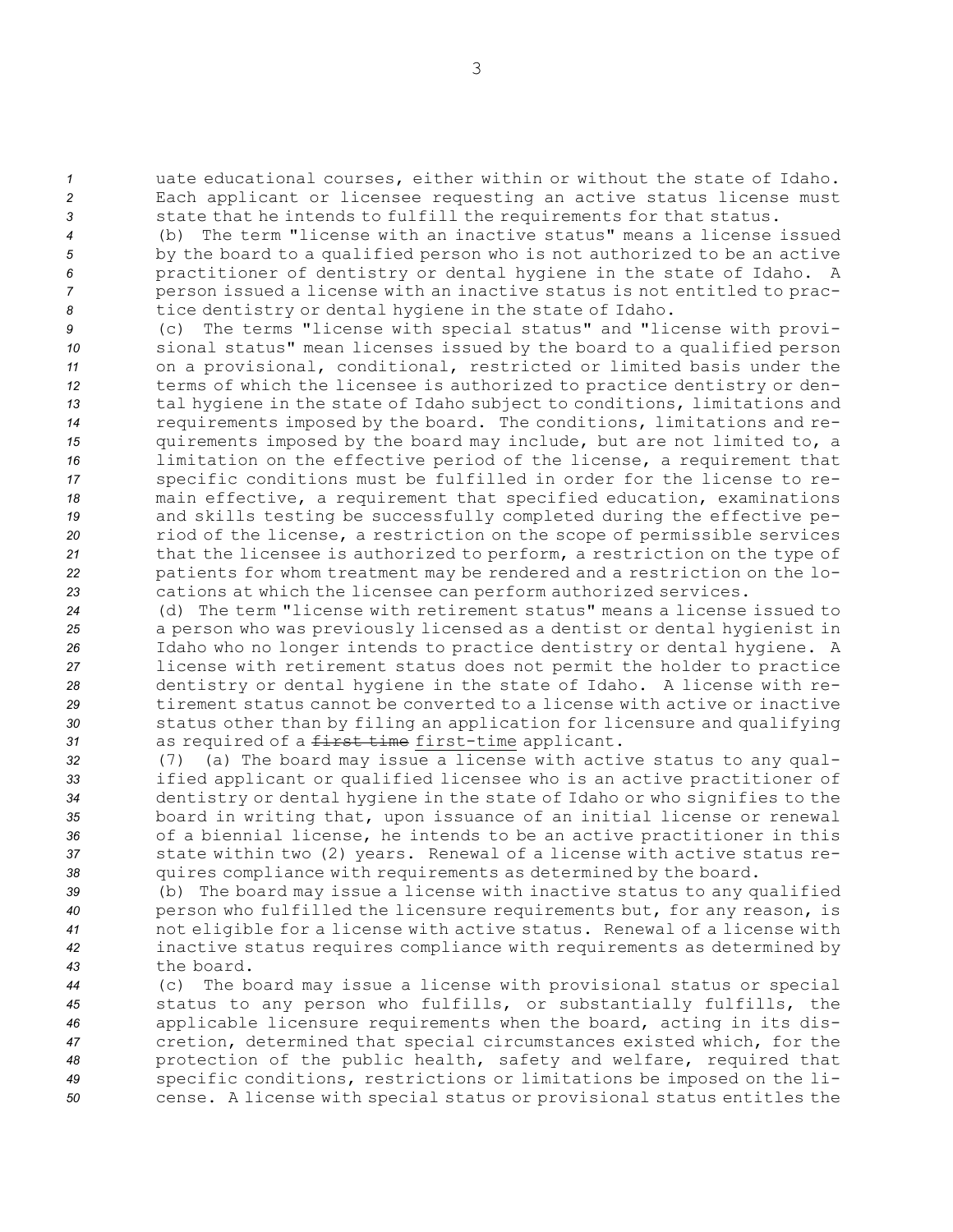uate educational courses, either within or without the state of Idaho. Each applicant or licensee requesting an active status license must state that he intends to fulfill the requirements for that status.

(b) The term "license with an inactive status" means a license issued by the board to a qualified person who is not authorized to be an active practitioner of dentistry or dental hygiene in the state of Idaho. A person issued a license with an inactive status is not entitled to practice dentistry or dental hygiene in the state of Idaho.

(c) The terms "license with special status" and "license with provisional status" mean licenses issued by the board to a qualified person on a provisional, conditional, restricted or limited basis under the terms of which the licensee is authorized to practice dentistry or dental hygiene in the state of Idaho subject to conditions, limitations and requirements imposed by the board. The conditions, limitations and requirements imposed by the board may include, but are not limited to, a limitation on the effective period of the license, a requirement that specific conditions must be fulfilled in order for the license to remain effective, a requirement that specified education, examinations and skills testing be successfully completed during the effective period of the license, a restriction on the scope of permissible services that the licensee is authorized to perform, a restriction on the type of patients for whom treatment may be rendered and a restriction on the locations at which the licensee can perform authorized services.

(d) The term "license with retirement status" means a license issued to a person who was previously licensed as a dentist or dental hygienist in Idaho who no longer intends to practice dentistry or dental hygiene. A license with retirement status does not permit the holder to practice dentistry or dental hygiene in the state of Idaho. A license with retirement status cannot be converted to a license with active or inactive status other than by filing an application for licensure and qualifying as required of a ~~first time~~ first-time applicant.

(7) (a) The board may issue a license with active status to any qualified applicant or qualified licensee who is an active practitioner of dentistry or dental hygiene in the state of Idaho or who signifies to the board in writing that, upon issuance of an initial license or renewal of a biennial license, he intends to be an active practitioner in this state within two (2) years. Renewal of a license with active status requires compliance with requirements as determined by the board.

(b) The board may issue a license with inactive status to any qualified person who fulfilled the licensure requirements but, for any reason, is not eligible for a license with active status. Renewal of a license with inactive status requires compliance with requirements as determined by the board.

(c) The board may issue a license with provisional status or special status to any person who fulfills, or substantially fulfills, the applicable licensure requirements when the board, acting in its discretion, determined that special circumstances existed which, for the protection of the public health, safety and welfare, required that specific conditions, restrictions or limitations be imposed on the license. A license with special status or provisional status entitles the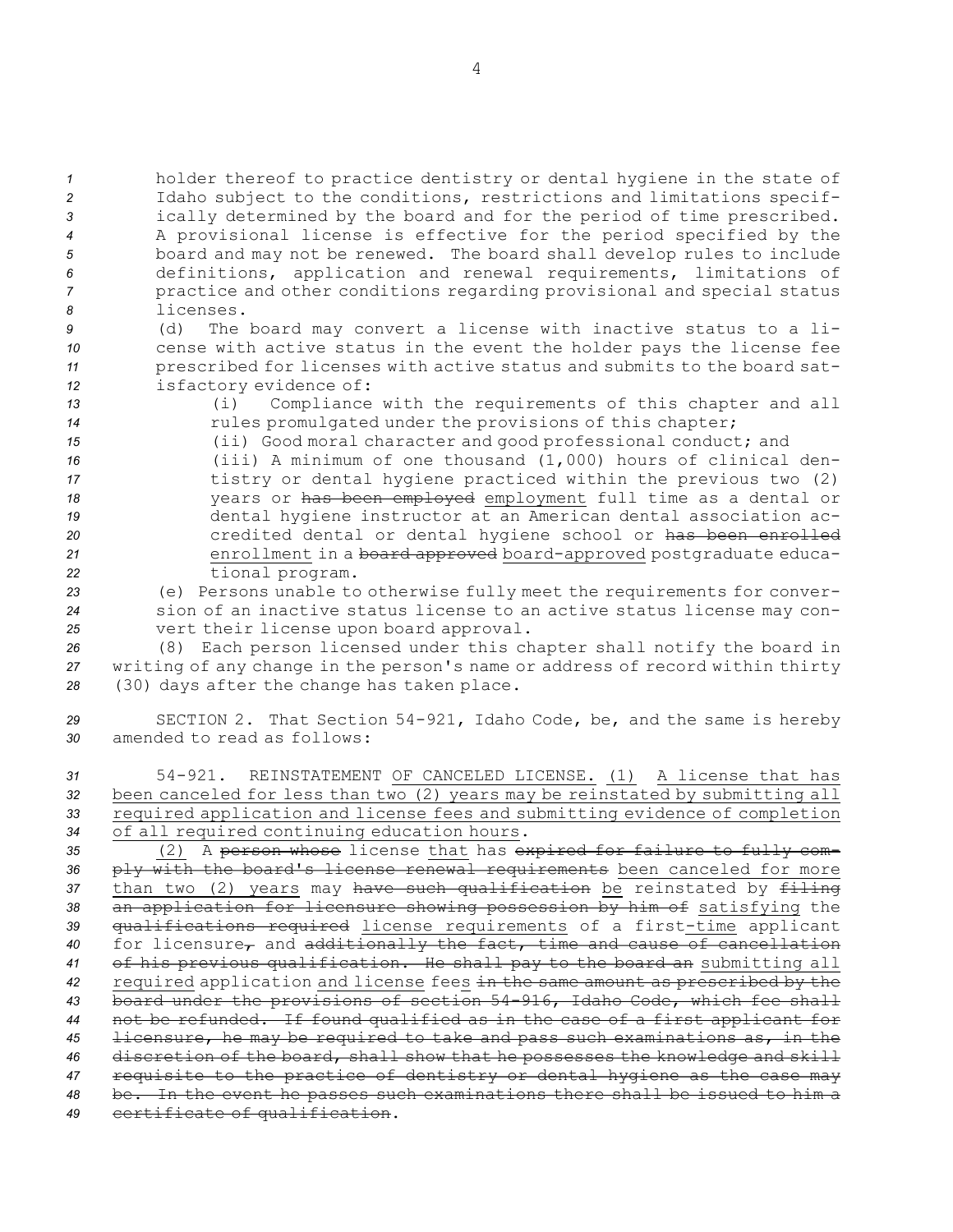holder thereof to practice dentistry or dental hygiene in the state of Idaho subject to the conditions, restrictions and limitations specifically determined by the board and for the period of time prescribed. A provisional license is effective for the period specified by the board and may not be renewed. The board shall develop rules to include definitions, application and renewal requirements, limitations of practice and other conditions regarding provisional and special status licenses.

(d) The board may convert a license with inactive status to a license with active status in the event the holder pays the license fee prescribed for licenses with active status and submits to the board satisfactory evidence of:

(i) Compliance with the requirements of this chapter and all rules promulgated under the provisions of this chapter;

(ii) Good moral character and good professional conduct; and

(iii) A minimum of one thousand (1,000) hours of clinical dentistry or dental hygiene practiced within the previous two (2) years or ~~has been employed~~ employment full time as a dental or dental hygiene instructor at an American dental association accredited dental or dental hygiene school or ~~has been enrolled~~ enrollment in a ~~board approved~~ board-approved postgraduate educational program.

(e) Persons unable to otherwise fully meet the requirements for conversion of an inactive status license to an active status license may convert their license upon board approval.

(8) Each person licensed under this chapter shall notify the board in writing of any change in the person's name or address of record within thirty (30) days after the change has taken place.

SECTION 2. That Section 54-921, Idaho Code, be, and the same is hereby amended to read as follows:

54-921. REINSTATEMENT OF CANCELED LICENSE. (1) A license that has been canceled for less than two (2) years may be reinstated by submitting all required application and license fees and submitting evidence of completion of all required continuing education hours.

(2) A ~~person whose~~ license that has ~~expired for failure to fully comply with the board's license renewal requirements~~ been canceled for more than two (2) years may ~~have such qualification~~ be reinstated by ~~filing an application for licensure showing possession by him of~~ satisfying the ~~qualifications required~~ license requirements of a first-time applicant for licensure~~,~~ and ~~additionally the fact, time and cause of cancellation of his previous qualification. He shall pay to the board an~~ submitting all required application and license fees ~~in the same amount as prescribed by the board under the provisions of section 54-916, Idaho Code, which fee shall not be refunded. If found qualified as in the case of a first applicant for licensure, he may be required to take and pass such examinations as, in the discretion of the board, shall show that he possesses the knowledge and skill requisite to the practice of dentistry or dental hygiene as the case may be. In the event he passes such examinations there shall be issued to him a certificate of qualification~~.